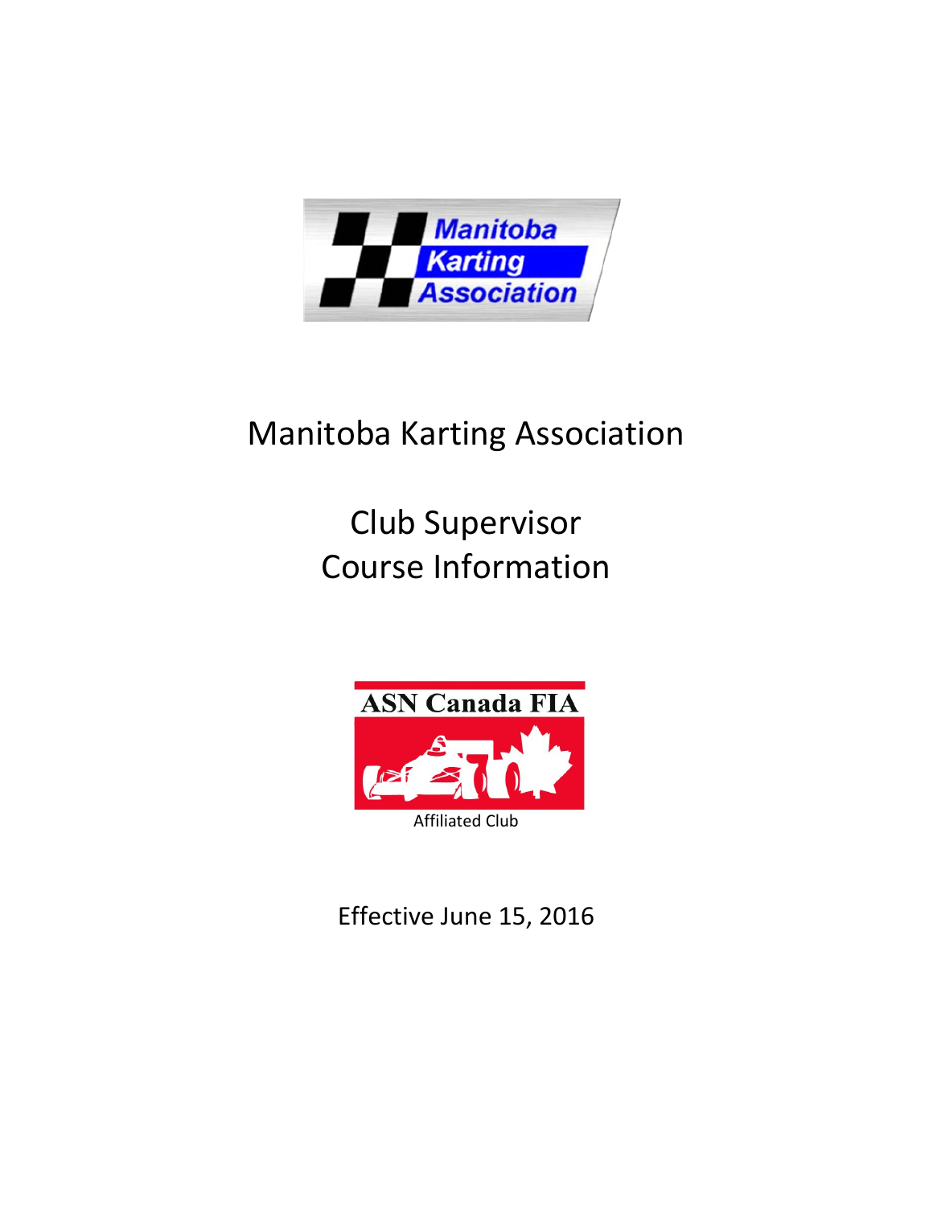# Manitoba Karting Association

## Club Supervisor
## Course Information

Affiliated Club

Effective June 15, 2016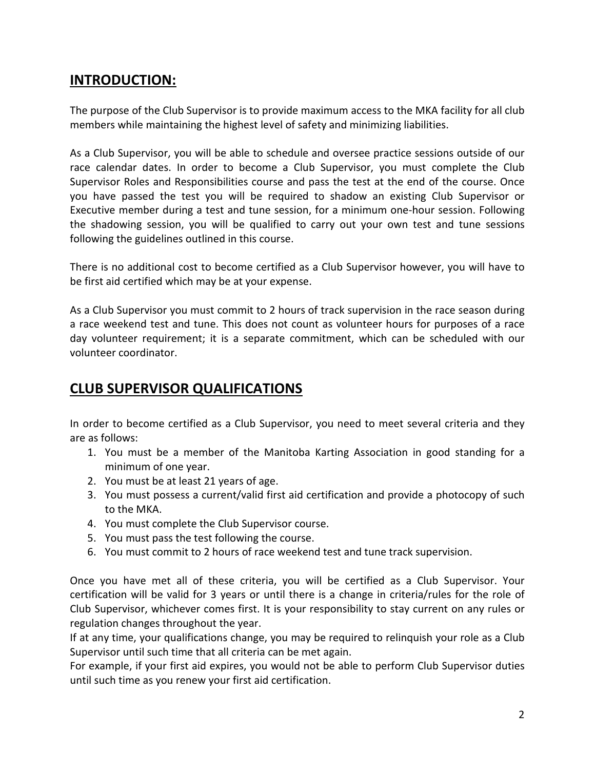## INTRODUCTION:

The purpose of the Club Supervisor is to provide maximum access to the MKA facility for all club members while maintaining the highest level of safety and minimizing liabilities.

As a Club Supervisor, you will be able to schedule and oversee practice sessions outside of our race calendar dates. In order to become a Club Supervisor, you must complete the Club Supervisor Roles and Responsibilities course and pass the test at the end of the course. Once you have passed the test you will be required to shadow an existing Club Supervisor or Executive member during a test and tune session, for a minimum one-hour session. Following the shadowing session, you will be qualified to carry out your own test and tune sessions following the guidelines outlined in this course.

There is no additional cost to become certified as a Club Supervisor however, you will have to be first aid certified which may be at your expense.

As a Club Supervisor you must commit to 2 hours of track supervision in the race season during a race weekend test and tune. This does not count as volunteer hours for purposes of a race day volunteer requirement; it is a separate commitment, which can be scheduled with our volunteer coordinator.

## CLUB SUPERVISOR QUALIFICATIONS

In order to become certified as a Club Supervisor, you need to meet several criteria and they are as follows:

1. You must be a member of the Manitoba Karting Association in good standing for a minimum of one year.
2. You must be at least 21 years of age.
3. You must possess a current/valid first aid certification and provide a photocopy of such to the MKA.
4. You must complete the Club Supervisor course.
5. You must pass the test following the course.
6. You must commit to 2 hours of race weekend test and tune track supervision.

Once you have met all of these criteria, you will be certified as a Club Supervisor. Your certification will be valid for 3 years or until there is a change in criteria/rules for the role of Club Supervisor, whichever comes first. It is your responsibility to stay current on any rules or regulation changes throughout the year.

If at any time, your qualifications change, you may be required to relinquish your role as a Club Supervisor until such time that all criteria can be met again.

For example, if your first aid expires, you would not be able to perform Club Supervisor duties until such time as you renew your first aid certification.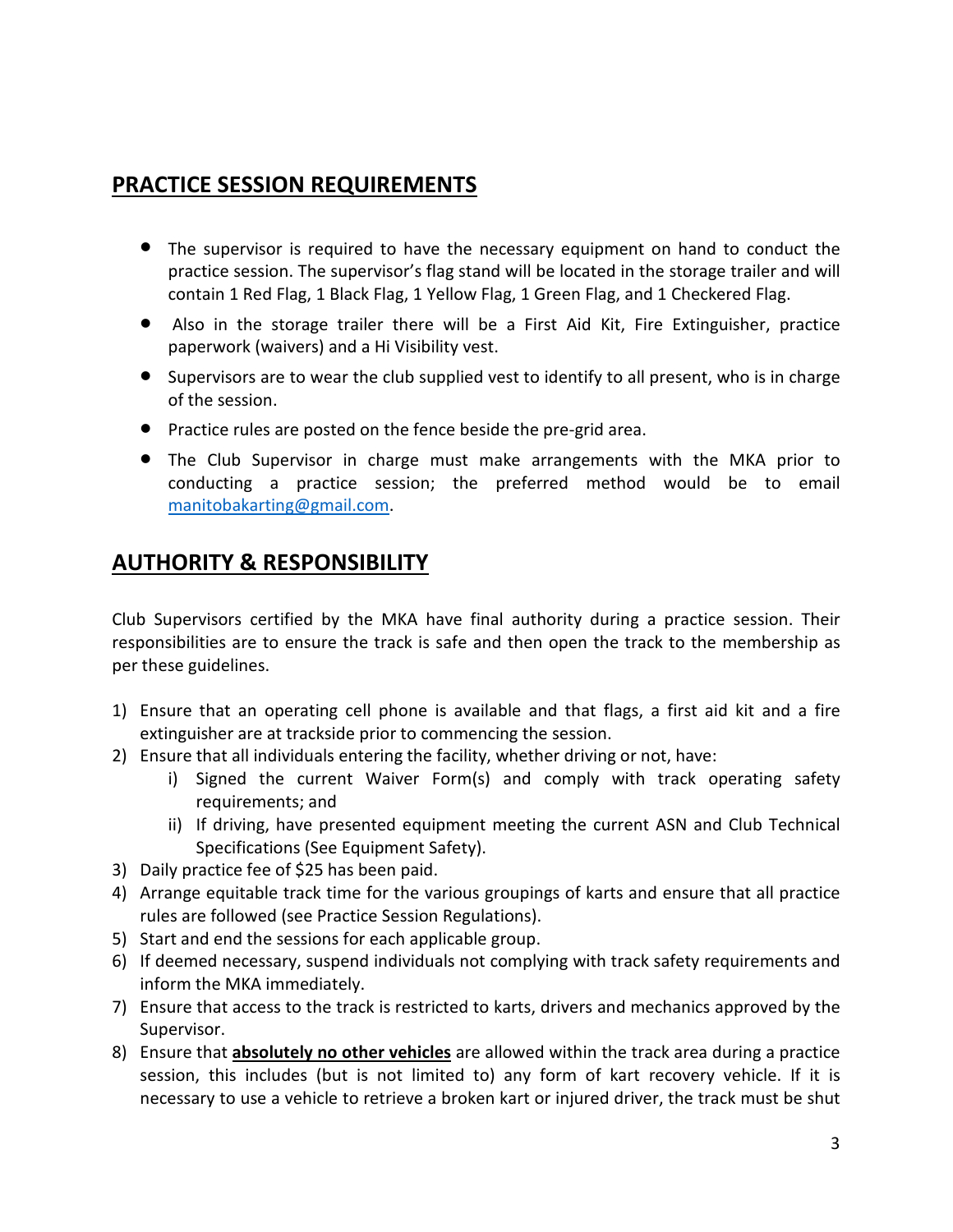## PRACTICE SESSION REQUIREMENTS

- The supervisor is required to have the necessary equipment on hand to conduct the practice session. The supervisor's flag stand will be located in the storage trailer and will contain 1 Red Flag, 1 Black Flag, 1 Yellow Flag, 1 Green Flag, and 1 Checkered Flag.
- Also in the storage trailer there will be a First Aid Kit, Fire Extinguisher, practice paperwork (waivers) and a Hi Visibility vest.
- Supervisors are to wear the club supplied vest to identify to all present, who is in charge of the session.
- Practice rules are posted on the fence beside the pre-grid area.
- The Club Supervisor in charge must make arrangements with the MKA prior to conducting a practice session; the preferred method would be to email [manitobakarting@gmail.com](mailto:manitobakarting@gmail.com).

## AUTHORITY & RESPONSIBILITY

Club Supervisors certified by the MKA have final authority during a practice session. Their responsibilities are to ensure the track is safe and then open the track to the membership as per these guidelines.

1) Ensure that an operating cell phone is available and that flags, a first aid kit and a fire extinguisher are at trackside prior to commencing the session.
2) Ensure that all individuals entering the facility, whether driving or not, have:
   i) Signed the current Waiver Form(s) and comply with track operating safety requirements; and
   ii) If driving, have presented equipment meeting the current ASN and Club Technical Specifications (See Equipment Safety).
3) Daily practice fee of $25 has been paid.
4) Arrange equitable track time for the various groupings of karts and ensure that all practice rules are followed (see Practice Session Regulations).
5) Start and end the sessions for each applicable group.
6) If deemed necessary, suspend individuals not complying with track safety requirements and inform the MKA immediately.
7) Ensure that access to the track is restricted to karts, drivers and mechanics approved by the Supervisor.
8) Ensure that **absolutely no other vehicles** are allowed within the track area during a practice session, this includes (but is not limited to) any form of kart recovery vehicle. If it is necessary to use a vehicle to retrieve a broken kart or injured driver, the track must be shut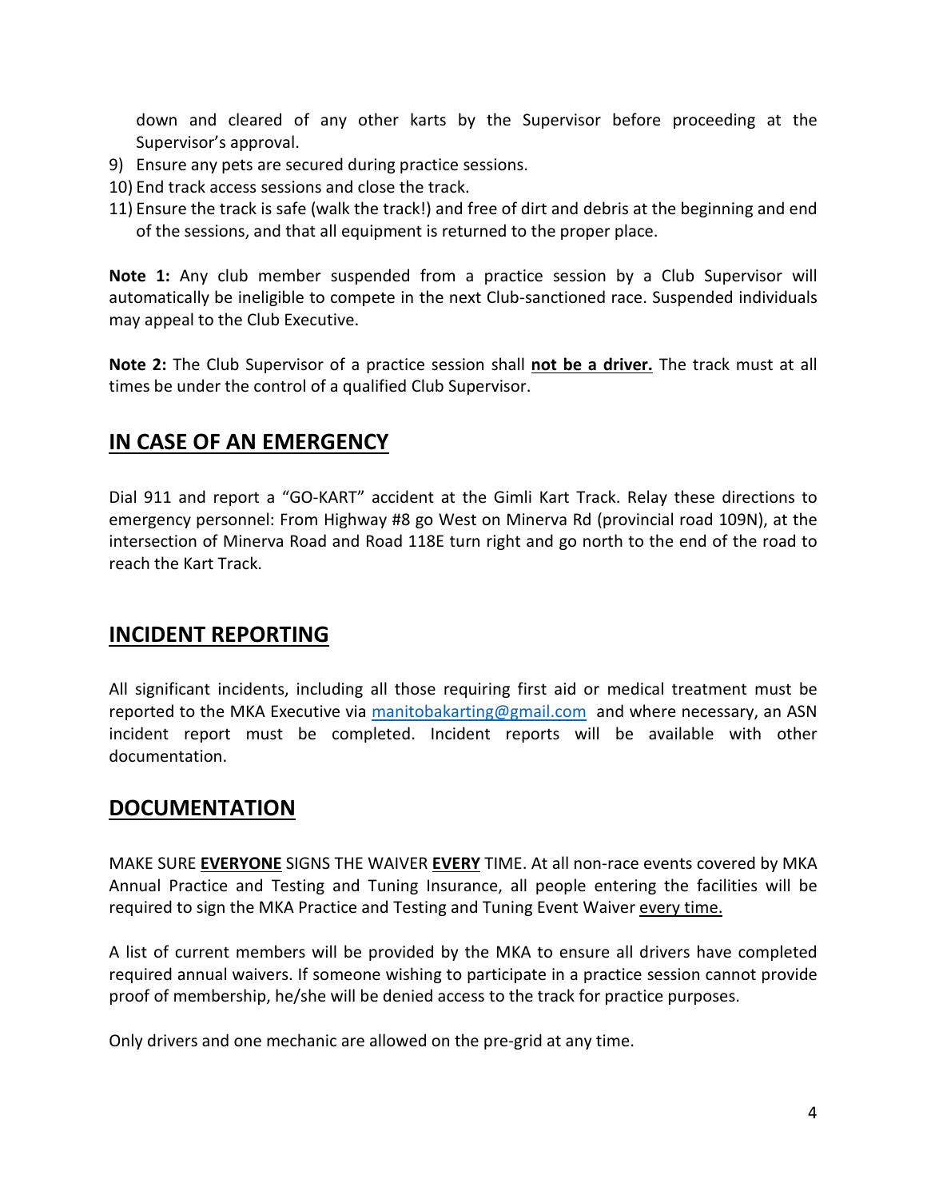down and cleared of any other karts by the Supervisor before proceeding at the Supervisor's approval.

9) Ensure any pets are secured during practice sessions.
10) End track access sessions and close the track.
11) Ensure the track is safe (walk the track!) and free of dirt and debris at the beginning and end of the sessions, and that all equipment is returned to the proper place.

**Note 1:** Any club member suspended from a practice session by a Club Supervisor will automatically be ineligible to compete in the next Club-sanctioned race. Suspended individuals may appeal to the Club Executive.

**Note 2:** The Club Supervisor of a practice session shall **not be a driver.** The track must at all times be under the control of a qualified Club Supervisor.

## IN CASE OF AN EMERGENCY

Dial 911 and report a "GO-KART" accident at the Gimli Kart Track. Relay these directions to emergency personnel: From Highway #8 go West on Minerva Rd (provincial road 109N), at the intersection of Minerva Road and Road 118E turn right and go north to the end of the road to reach the Kart Track.

## INCIDENT REPORTING

All significant incidents, including all those requiring first aid or medical treatment must be reported to the MKA Executive via manitobakarting@gmail.com and where necessary, an ASN incident report must be completed. Incident reports will be available with other documentation.

## DOCUMENTATION

MAKE SURE **EVERYONE** SIGNS THE WAIVER **EVERY** TIME. At all non-race events covered by MKA Annual Practice and Testing and Tuning Insurance, all people entering the facilities will be required to sign the MKA Practice and Testing and Tuning Event Waiver every time.

A list of current members will be provided by the MKA to ensure all drivers have completed required annual waivers. If someone wishing to participate in a practice session cannot provide proof of membership, he/she will be denied access to the track for practice purposes.

Only drivers and one mechanic are allowed on the pre-grid at any time.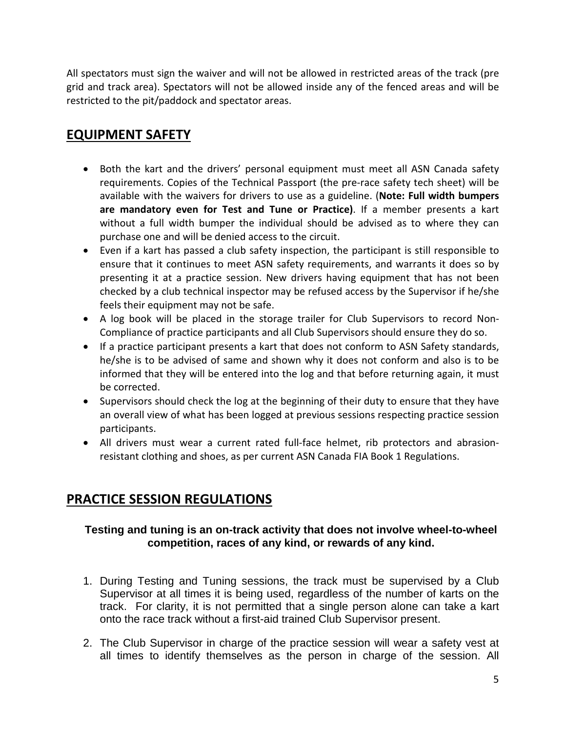All spectators must sign the waiver and will not be allowed in restricted areas of the track (pre grid and track area). Spectators will not be allowed inside any of the fenced areas and will be restricted to the pit/paddock and spectator areas.

## EQUIPMENT SAFETY

- Both the kart and the drivers' personal equipment must meet all ASN Canada safety requirements. Copies of the Technical Passport (the pre-race safety tech sheet) will be available with the waivers for drivers to use as a guideline. (**Note: Full width bumpers are mandatory even for Test and Tune or Practice)**. If a member presents a kart without a full width bumper the individual should be advised as to where they can purchase one and will be denied access to the circuit.
- Even if a kart has passed a club safety inspection, the participant is still responsible to ensure that it continues to meet ASN safety requirements, and warrants it does so by presenting it at a practice session. New drivers having equipment that has not been checked by a club technical inspector may be refused access by the Supervisor if he/she feels their equipment may not be safe.
- A log book will be placed in the storage trailer for Club Supervisors to record Non-Compliance of practice participants and all Club Supervisors should ensure they do so.
- If a practice participant presents a kart that does not conform to ASN Safety standards, he/she is to be advised of same and shown why it does not conform and also is to be informed that they will be entered into the log and that before returning again, it must be corrected.
- Supervisors should check the log at the beginning of their duty to ensure that they have an overall view of what has been logged at previous sessions respecting practice session participants.
- All drivers must wear a current rated full-face helmet, rib protectors and abrasion-resistant clothing and shoes, as per current ASN Canada FIA Book 1 Regulations.

## PRACTICE SESSION REGULATIONS

**Testing and tuning is an on-track activity that does not involve wheel-to-wheel competition, races of any kind, or rewards of any kind.**

1. During Testing and Tuning sessions, the track must be supervised by a Club Supervisor at all times it is being used, regardless of the number of karts on the track. For clarity, it is not permitted that a single person alone can take a kart onto the race track without a first-aid trained Club Supervisor present.
2. The Club Supervisor in charge of the practice session will wear a safety vest at all times to identify themselves as the person in charge of the session. All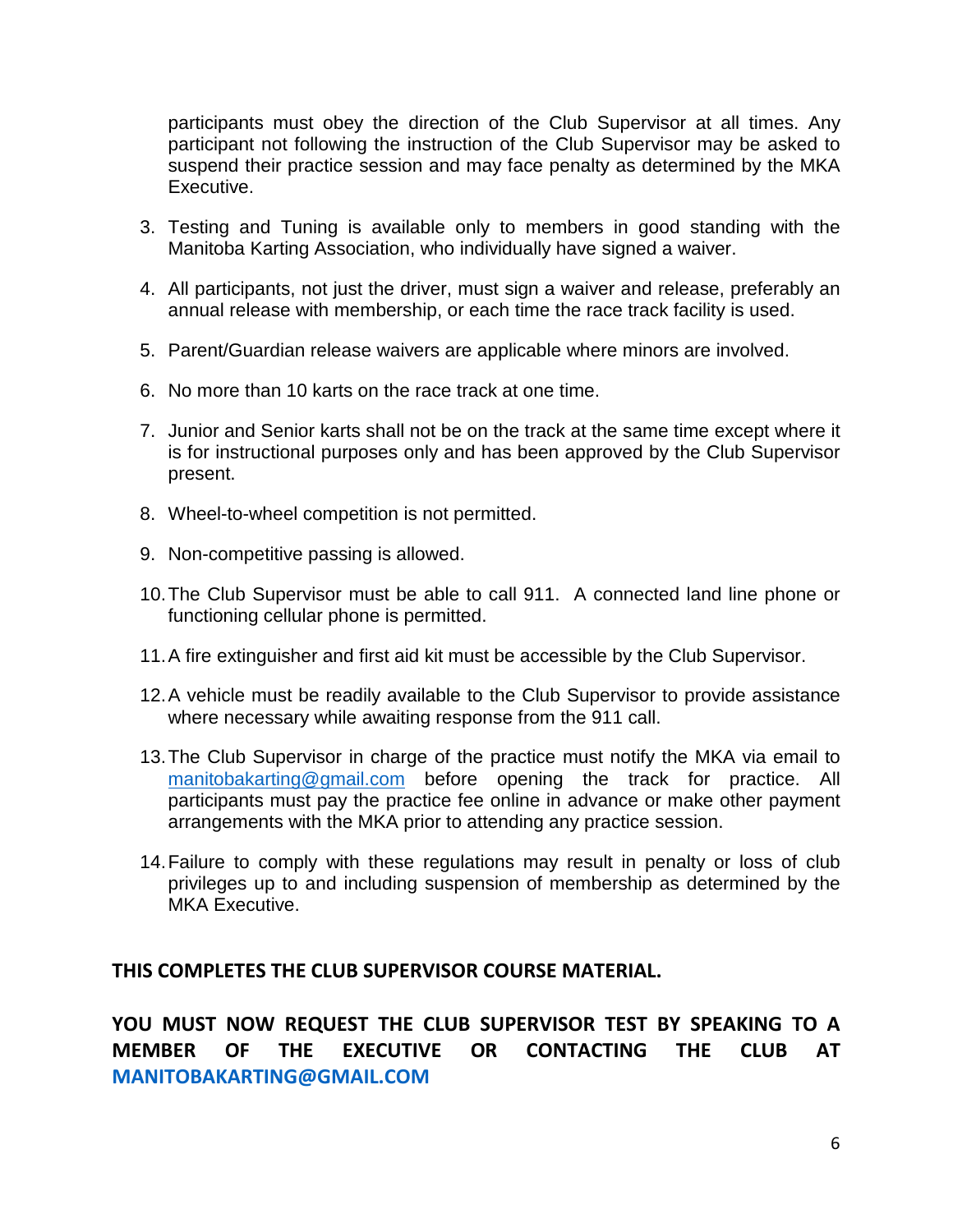participants must obey the direction of the Club Supervisor at all times. Any participant not following the instruction of the Club Supervisor may be asked to suspend their practice session and may face penalty as determined by the MKA Executive.

3. Testing and Tuning is available only to members in good standing with the Manitoba Karting Association, who individually have signed a waiver.

4. All participants, not just the driver, must sign a waiver and release, preferably an annual release with membership, or each time the race track facility is used.

5. Parent/Guardian release waivers are applicable where minors are involved.

6. No more than 10 karts on the race track at one time.

7. Junior and Senior karts shall not be on the track at the same time except where it is for instructional purposes only and has been approved by the Club Supervisor present.

8. Wheel-to-wheel competition is not permitted.

9. Non-competitive passing is allowed.

10. The Club Supervisor must be able to call 911. A connected land line phone or functioning cellular phone is permitted.

11. A fire extinguisher and first aid kit must be accessible by the Club Supervisor.

12. A vehicle must be readily available to the Club Supervisor to provide assistance where necessary while awaiting response from the 911 call.

13. The Club Supervisor in charge of the practice must notify the MKA via email to manitobakarting@gmail.com before opening the track for practice. All participants must pay the practice fee online in advance or make other payment arrangements with the MKA prior to attending any practice session.

14. Failure to comply with these regulations may result in penalty or loss of club privileges up to and including suspension of membership as determined by the MKA Executive.

**THIS COMPLETES THE CLUB SUPERVISOR COURSE MATERIAL.**

**YOU MUST NOW REQUEST THE CLUB SUPERVISOR TEST BY SPEAKING TO A MEMBER OF THE EXECUTIVE OR CONTACTING THE CLUB AT MANITOBAKARTING@GMAIL.COM**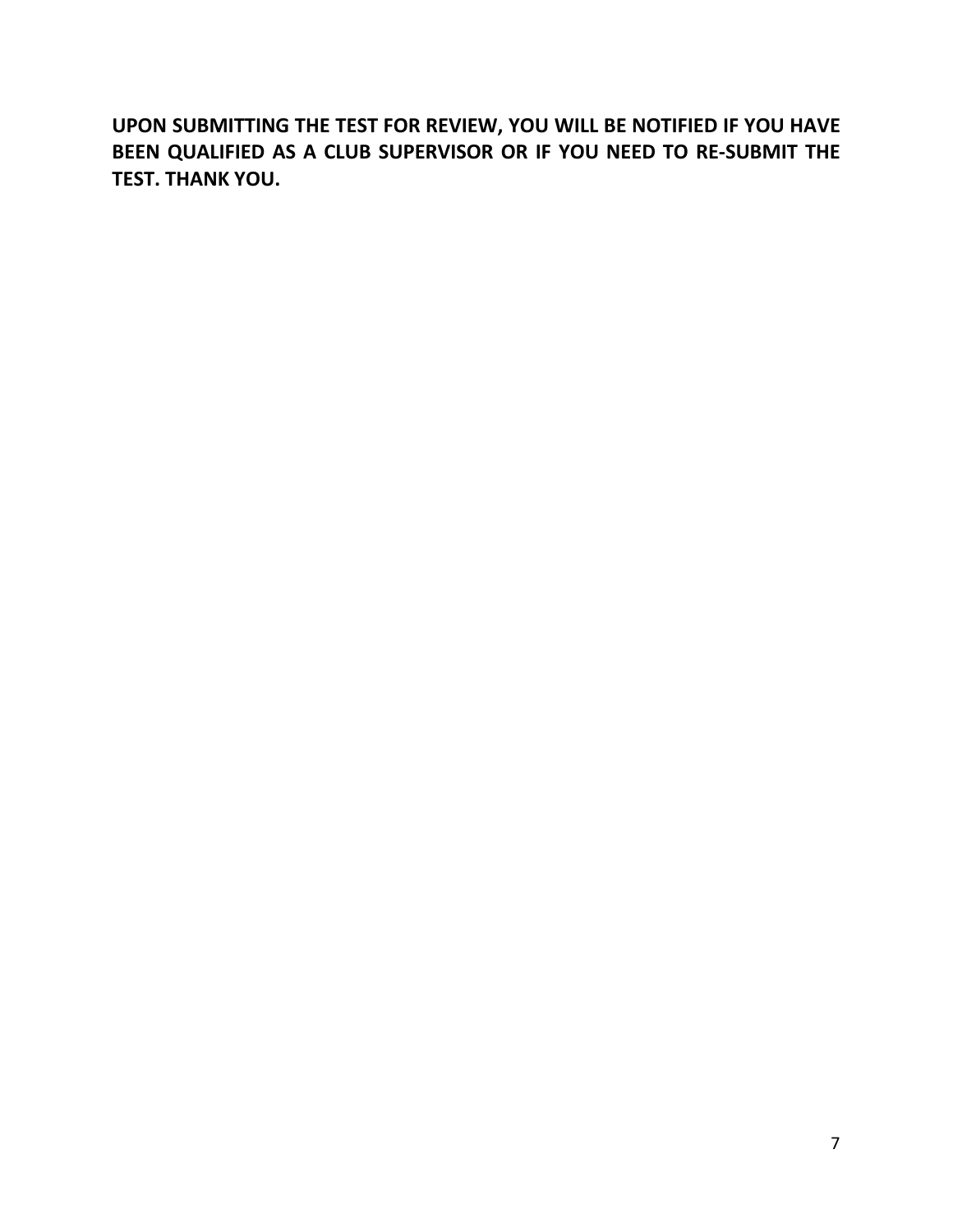**UPON SUBMITTING THE TEST FOR REVIEW, YOU WILL BE NOTIFIED IF YOU HAVE BEEN QUALIFIED AS A CLUB SUPERVISOR OR IF YOU NEED TO RE-SUBMIT THE TEST. THANK YOU.**